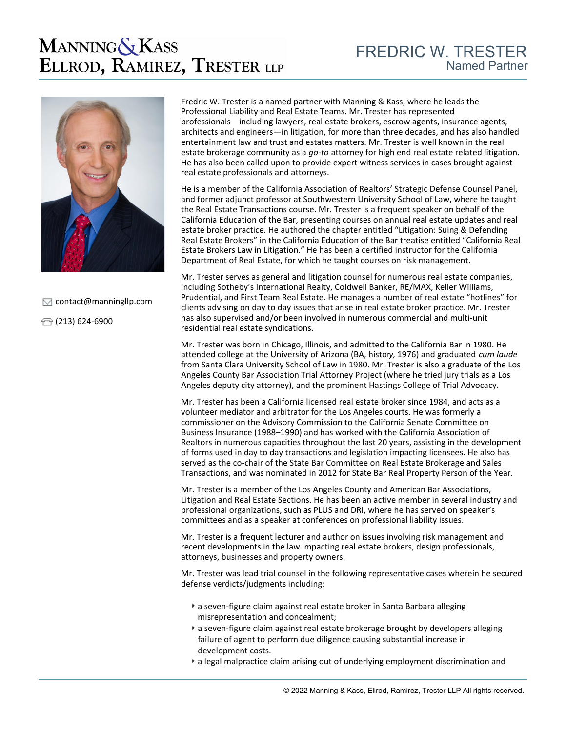# MANNING & KASS ELLROD, RAMIREZ, TRESTER LLP

## FREDRIC W. TRESTER
Named Partner

contact@manningllp.com

(213) 624-6900

Fredric W. Trester is a named partner with Manning & Kass, where he leads the Professional Liability and Real Estate Teams. Mr. Trester has represented professionals—including lawyers, real estate brokers, escrow agents, insurance agents, architects and engineers—in litigation, for more than three decades, and has also handled entertainment law and trust and estates matters. Mr. Trester is well known in the real estate brokerage community as a *go-to* attorney for high end real estate related litigation. He has also been called upon to provide expert witness services in cases brought against real estate professionals and attorneys.

He is a member of the California Association of Realtors' Strategic Defense Counsel Panel, and former adjunct professor at Southwestern University School of Law, where he taught the Real Estate Transactions course. Mr. Trester is a frequent speaker on behalf of the California Education of the Bar, presenting courses on annual real estate updates and real estate broker practice. He authored the chapter entitled "Litigation: Suing & Defending Real Estate Brokers" in the California Education of the Bar treatise entitled "California Real Estate Brokers Law in Litigation." He has been a certified instructor for the California Department of Real Estate, for which he taught courses on risk management.

Mr. Trester serves as general and litigation counsel for numerous real estate companies, including Sotheby's International Realty, Coldwell Banker, RE/MAX, Keller Williams, Prudential, and First Team Real Estate. He manages a number of real estate "hotlines" for clients advising on day to day issues that arise in real estate broker practice. Mr. Trester has also supervised and/or been involved in numerous commercial and multi-unit residential real estate syndications.

Mr. Trester was born in Chicago, Illinois, and admitted to the California Bar in 1980. He attended college at the University of Arizona (BA, history, 1976) and graduated *cum laude* from Santa Clara University School of Law in 1980. Mr. Trester is also a graduate of the Los Angeles County Bar Association Trial Attorney Project (where he tried jury trials as a Los Angeles deputy city attorney), and the prominent Hastings College of Trial Advocacy.

Mr. Trester has been a California licensed real estate broker since 1984, and acts as a volunteer mediator and arbitrator for the Los Angeles courts. He was formerly a commissioner on the Advisory Commission to the California Senate Committee on Business Insurance (1988–1990) and has worked with the California Association of Realtors in numerous capacities throughout the last 20 years, assisting in the development of forms used in day to day transactions and legislation impacting licensees. He also has served as the co-chair of the State Bar Committee on Real Estate Brokerage and Sales Transactions, and was nominated in 2012 for State Bar Real Property Person of the Year.

Mr. Trester is a member of the Los Angeles County and American Bar Associations, Litigation and Real Estate Sections. He has been an active member in several industry and professional organizations, such as PLUS and DRI, where he has served on speaker's committees and as a speaker at conferences on professional liability issues.

Mr. Trester is a frequent lecturer and author on issues involving risk management and recent developments in the law impacting real estate brokers, design professionals, attorneys, businesses and property owners.

Mr. Trester was lead trial counsel in the following representative cases wherein he secured defense verdicts/judgments including:

- a seven-figure claim against real estate broker in Santa Barbara alleging misrepresentation and concealment;
- a seven-figure claim against real estate brokerage brought by developers alleging failure of agent to perform due diligence causing substantial increase in development costs.
- a legal malpractice claim arising out of underlying employment discrimination and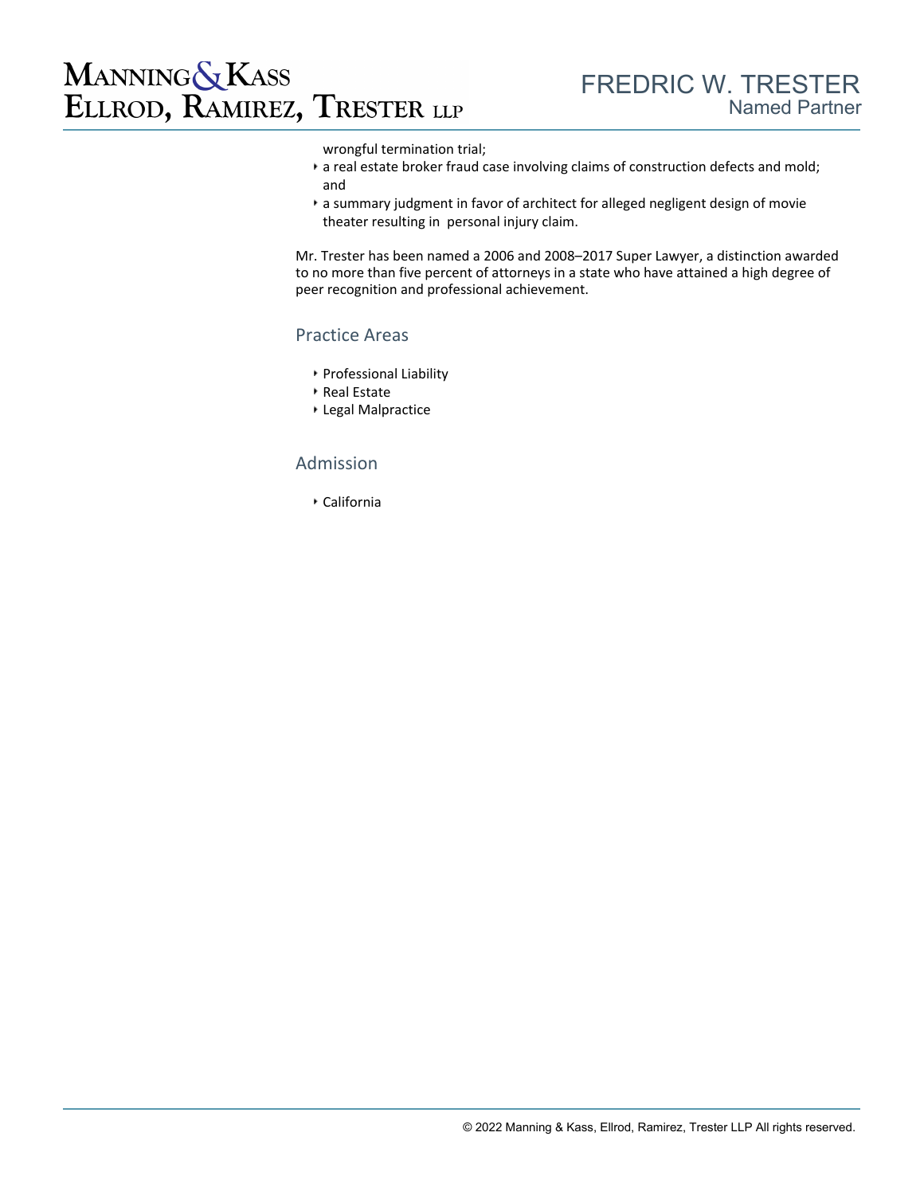wrongful termination trial;
- a real estate broker fraud case involving claims of construction defects and mold; and
- a summary judgment in favor of architect for alleged negligent design of movie theater resulting in personal injury claim.

Mr. Trester has been named a 2006 and 2008–2017 Super Lawyer, a distinction awarded to no more than five percent of attorneys in a state who have attained a high degree of peer recognition and professional achievement.

## Practice Areas

- Professional Liability
- Real Estate
- Legal Malpractice

## Admission

- California